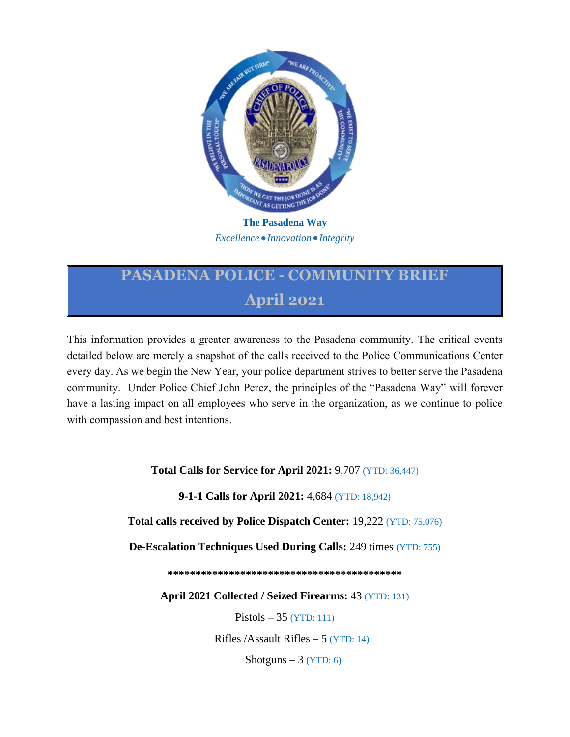**The Pasadena Way**

*Excellence • Innovation • Integrity*

# PASADENA POLICE - COMMUNITY BRIEF
## April 2021

This information provides a greater awareness to the Pasadena community. The critical events detailed below are merely a snapshot of the calls received to the Police Communications Center every day. As we begin the New Year, your police department strives to better serve the Pasadena community. Under Police Chief John Perez, the principles of the "Pasadena Way" will forever have a lasting impact on all employees who serve in the organization, as we continue to police with compassion and best intentions.

**Total Calls for Service for April 2021:** 9,707 (YTD: 36,447)

**9-1-1 Calls for April 2021:** 4,684 (YTD: 18,942)

**Total calls received by Police Dispatch Center:** 19,222 (YTD: 75,076)

**De-Escalation Techniques Used During Calls:** 249 times (YTD: 755)

******************************************

**April 2021 Collected / Seized Firearms:** 43 (YTD: 131)

Pistols – 35 (YTD: 111)

Rifles /Assault Rifles – 5 (YTD: 14)

Shotguns – 3 (YTD: 6)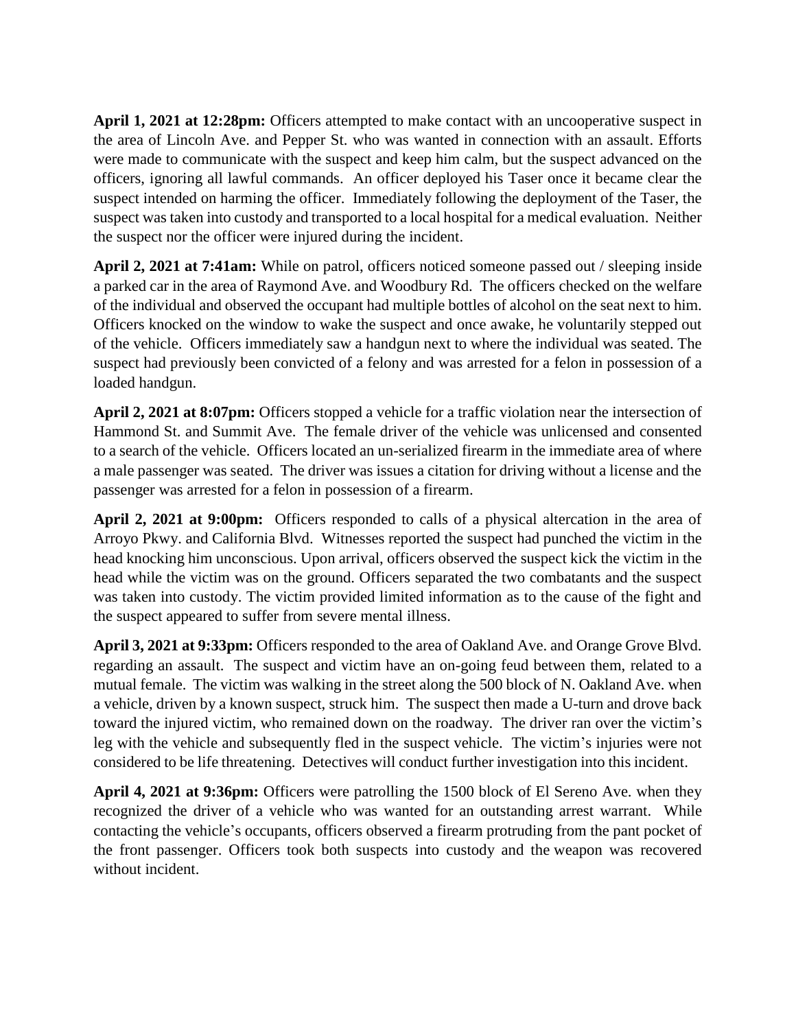**April 1, 2021 at 12:28pm:** Officers attempted to make contact with an uncooperative suspect in the area of Lincoln Ave. and Pepper St. who was wanted in connection with an assault. Efforts were made to communicate with the suspect and keep him calm, but the suspect advanced on the officers, ignoring all lawful commands. An officer deployed his Taser once it became clear the suspect intended on harming the officer. Immediately following the deployment of the Taser, the suspect was taken into custody and transported to a local hospital for a medical evaluation. Neither the suspect nor the officer were injured during the incident.

**April 2, 2021 at 7:41am:** While on patrol, officers noticed someone passed out / sleeping inside a parked car in the area of Raymond Ave. and Woodbury Rd. The officers checked on the welfare of the individual and observed the occupant had multiple bottles of alcohol on the seat next to him. Officers knocked on the window to wake the suspect and once awake, he voluntarily stepped out of the vehicle. Officers immediately saw a handgun next to where the individual was seated. The suspect had previously been convicted of a felony and was arrested for a felon in possession of a loaded handgun.

**April 2, 2021 at 8:07pm:** Officers stopped a vehicle for a traffic violation near the intersection of Hammond St. and Summit Ave. The female driver of the vehicle was unlicensed and consented to a search of the vehicle. Officers located an un-serialized firearm in the immediate area of where a male passenger was seated. The driver was issues a citation for driving without a license and the passenger was arrested for a felon in possession of a firearm.

**April 2, 2021 at 9:00pm:** Officers responded to calls of a physical altercation in the area of Arroyo Pkwy. and California Blvd. Witnesses reported the suspect had punched the victim in the head knocking him unconscious. Upon arrival, officers observed the suspect kick the victim in the head while the victim was on the ground. Officers separated the two combatants and the suspect was taken into custody. The victim provided limited information as to the cause of the fight and the suspect appeared to suffer from severe mental illness.

**April 3, 2021 at 9:33pm:** Officers responded to the area of Oakland Ave. and Orange Grove Blvd. regarding an assault. The suspect and victim have an on-going feud between them, related to a mutual female. The victim was walking in the street along the 500 block of N. Oakland Ave. when a vehicle, driven by a known suspect, struck him. The suspect then made a U-turn and drove back toward the injured victim, who remained down on the roadway. The driver ran over the victim's leg with the vehicle and subsequently fled in the suspect vehicle. The victim's injuries were not considered to be life threatening. Detectives will conduct further investigation into this incident.

**April 4, 2021 at 9:36pm:** Officers were patrolling the 1500 block of El Sereno Ave. when they recognized the driver of a vehicle who was wanted for an outstanding arrest warrant. While contacting the vehicle's occupants, officers observed a firearm protruding from the pant pocket of the front passenger. Officers took both suspects into custody and the weapon was recovered without incident.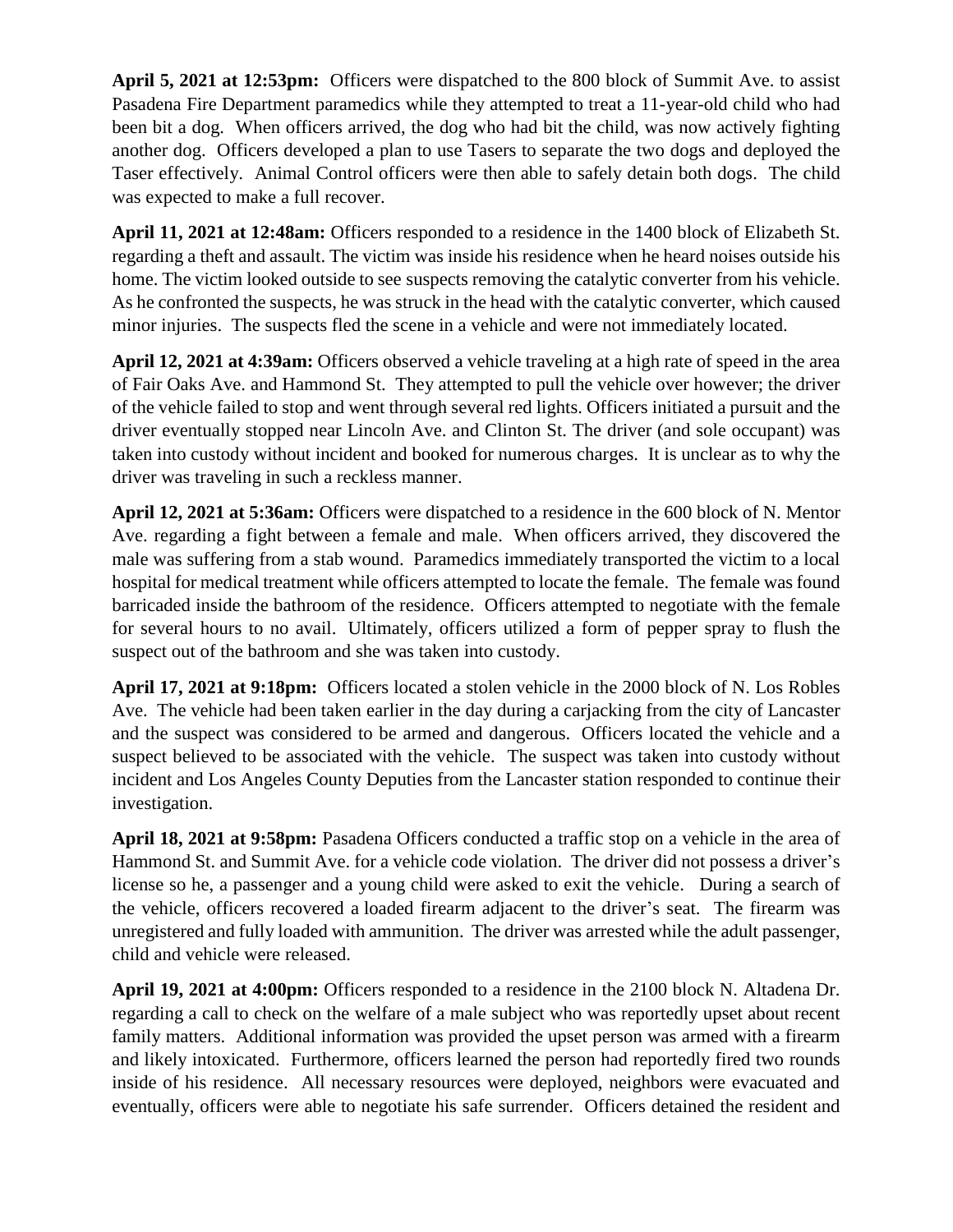**April 5, 2021 at 12:53pm:** Officers were dispatched to the 800 block of Summit Ave. to assist Pasadena Fire Department paramedics while they attempted to treat a 11-year-old child who had been bit a dog. When officers arrived, the dog who had bit the child, was now actively fighting another dog. Officers developed a plan to use Tasers to separate the two dogs and deployed the Taser effectively. Animal Control officers were then able to safely detain both dogs. The child was expected to make a full recover.

**April 11, 2021 at 12:48am:** Officers responded to a residence in the 1400 block of Elizabeth St. regarding a theft and assault. The victim was inside his residence when he heard noises outside his home. The victim looked outside to see suspects removing the catalytic converter from his vehicle. As he confronted the suspects, he was struck in the head with the catalytic converter, which caused minor injuries. The suspects fled the scene in a vehicle and were not immediately located.

**April 12, 2021 at 4:39am:** Officers observed a vehicle traveling at a high rate of speed in the area of Fair Oaks Ave. and Hammond St. They attempted to pull the vehicle over however; the driver of the vehicle failed to stop and went through several red lights. Officers initiated a pursuit and the driver eventually stopped near Lincoln Ave. and Clinton St. The driver (and sole occupant) was taken into custody without incident and booked for numerous charges. It is unclear as to why the driver was traveling in such a reckless manner.

**April 12, 2021 at 5:36am:** Officers were dispatched to a residence in the 600 block of N. Mentor Ave. regarding a fight between a female and male. When officers arrived, they discovered the male was suffering from a stab wound. Paramedics immediately transported the victim to a local hospital for medical treatment while officers attempted to locate the female. The female was found barricaded inside the bathroom of the residence. Officers attempted to negotiate with the female for several hours to no avail. Ultimately, officers utilized a form of pepper spray to flush the suspect out of the bathroom and she was taken into custody.

**April 17, 2021 at 9:18pm:** Officers located a stolen vehicle in the 2000 block of N. Los Robles Ave. The vehicle had been taken earlier in the day during a carjacking from the city of Lancaster and the suspect was considered to be armed and dangerous. Officers located the vehicle and a suspect believed to be associated with the vehicle. The suspect was taken into custody without incident and Los Angeles County Deputies from the Lancaster station responded to continue their investigation.

**April 18, 2021 at 9:58pm:** Pasadena Officers conducted a traffic stop on a vehicle in the area of Hammond St. and Summit Ave. for a vehicle code violation. The driver did not possess a driver's license so he, a passenger and a young child were asked to exit the vehicle. During a search of the vehicle, officers recovered a loaded firearm adjacent to the driver's seat. The firearm was unregistered and fully loaded with ammunition. The driver was arrested while the adult passenger, child and vehicle were released.

**April 19, 2021 at 4:00pm:** Officers responded to a residence in the 2100 block N. Altadena Dr. regarding a call to check on the welfare of a male subject who was reportedly upset about recent family matters. Additional information was provided the upset person was armed with a firearm and likely intoxicated. Furthermore, officers learned the person had reportedly fired two rounds inside of his residence. All necessary resources were deployed, neighbors were evacuated and eventually, officers were able to negotiate his safe surrender. Officers detained the resident and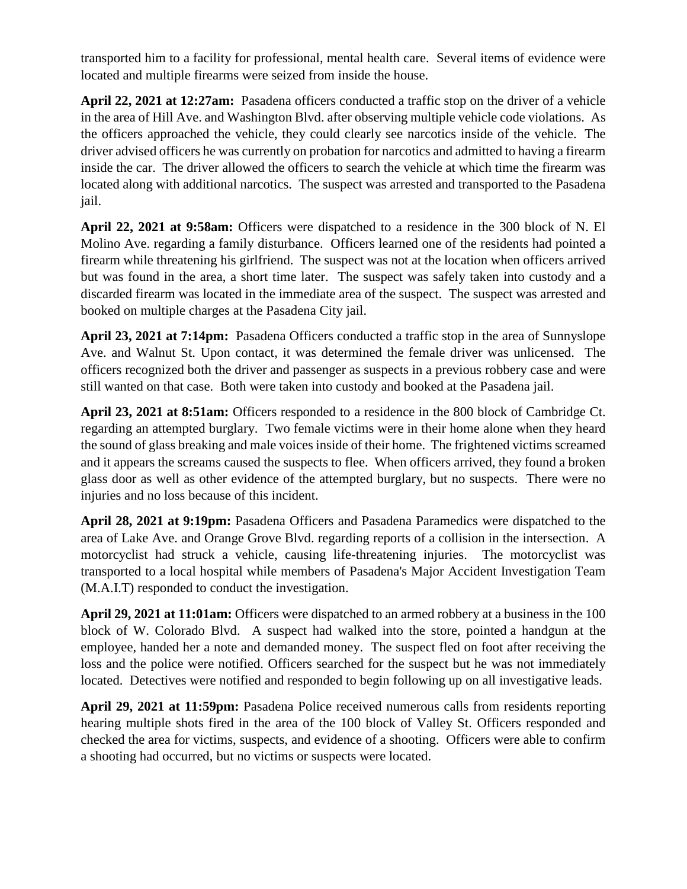transported him to a facility for professional, mental health care. Several items of evidence were located and multiple firearms were seized from inside the house.

**April 22, 2021 at 12:27am:** Pasadena officers conducted a traffic stop on the driver of a vehicle in the area of Hill Ave. and Washington Blvd. after observing multiple vehicle code violations. As the officers approached the vehicle, they could clearly see narcotics inside of the vehicle. The driver advised officers he was currently on probation for narcotics and admitted to having a firearm inside the car. The driver allowed the officers to search the vehicle at which time the firearm was located along with additional narcotics. The suspect was arrested and transported to the Pasadena jail.

**April 22, 2021 at 9:58am:** Officers were dispatched to a residence in the 300 block of N. El Molino Ave. regarding a family disturbance. Officers learned one of the residents had pointed a firearm while threatening his girlfriend. The suspect was not at the location when officers arrived but was found in the area, a short time later. The suspect was safely taken into custody and a discarded firearm was located in the immediate area of the suspect. The suspect was arrested and booked on multiple charges at the Pasadena City jail.

**April 23, 2021 at 7:14pm:** Pasadena Officers conducted a traffic stop in the area of Sunnyslope Ave. and Walnut St. Upon contact, it was determined the female driver was unlicensed. The officers recognized both the driver and passenger as suspects in a previous robbery case and were still wanted on that case. Both were taken into custody and booked at the Pasadena jail.

**April 23, 2021 at 8:51am:** Officers responded to a residence in the 800 block of Cambridge Ct. regarding an attempted burglary. Two female victims were in their home alone when they heard the sound of glass breaking and male voices inside of their home. The frightened victims screamed and it appears the screams caused the suspects to flee. When officers arrived, they found a broken glass door as well as other evidence of the attempted burglary, but no suspects. There were no injuries and no loss because of this incident.

**April 28, 2021 at 9:19pm:** Pasadena Officers and Pasadena Paramedics were dispatched to the area of Lake Ave. and Orange Grove Blvd. regarding reports of a collision in the intersection. A motorcyclist had struck a vehicle, causing life-threatening injuries. The motorcyclist was transported to a local hospital while members of Pasadena's Major Accident Investigation Team (M.A.I.T) responded to conduct the investigation.

**April 29, 2021 at 11:01am:** Officers were dispatched to an armed robbery at a business in the 100 block of W. Colorado Blvd. A suspect had walked into the store, pointed a handgun at the employee, handed her a note and demanded money. The suspect fled on foot after receiving the loss and the police were notified. Officers searched for the suspect but he was not immediately located. Detectives were notified and responded to begin following up on all investigative leads.

**April 29, 2021 at 11:59pm:** Pasadena Police received numerous calls from residents reporting hearing multiple shots fired in the area of the 100 block of Valley St. Officers responded and checked the area for victims, suspects, and evidence of a shooting. Officers were able to confirm a shooting had occurred, but no victims or suspects were located.